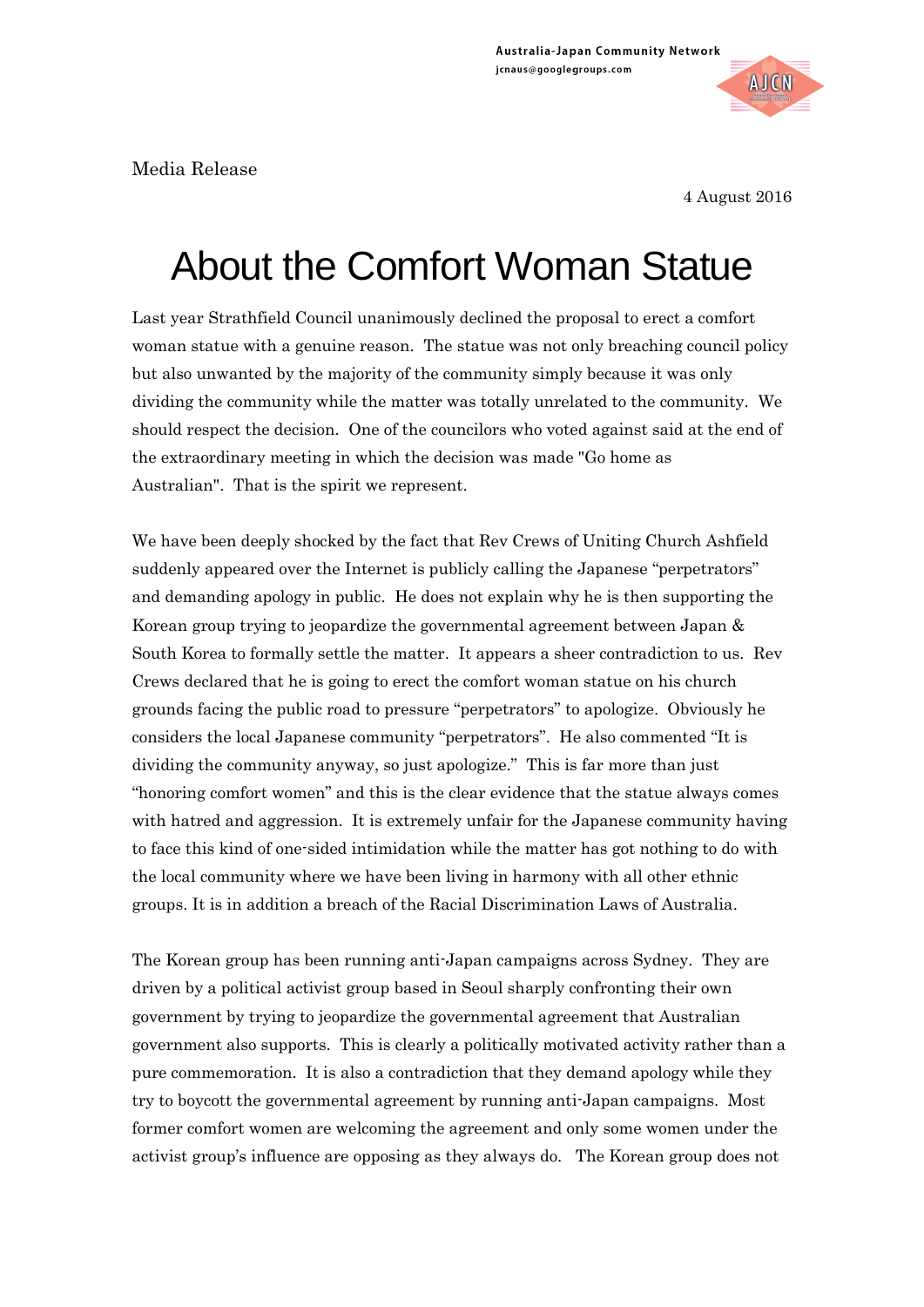Australia-Japan Community Network
jcnaus@googlegroups.com

Media Release

4 August 2016

# About the Comfort Woman Statue

Last year Strathfield Council unanimously declined the proposal to erect a comfort woman statue with a genuine reason. The statue was not only breaching council policy but also unwanted by the majority of the community simply because it was only dividing the community while the matter was totally unrelated to the community. We should respect the decision. One of the councilors who voted against said at the end of the extraordinary meeting in which the decision was made "Go home as Australian". That is the spirit we represent.

We have been deeply shocked by the fact that Rev Crews of Uniting Church Ashfield suddenly appeared over the Internet is publicly calling the Japanese "perpetrators" and demanding apology in public. He does not explain why he is then supporting the Korean group trying to jeopardize the governmental agreement between Japan & South Korea to formally settle the matter. It appears a sheer contradiction to us. Rev Crews declared that he is going to erect the comfort woman statue on his church grounds facing the public road to pressure "perpetrators" to apologize. Obviously he considers the local Japanese community "perpetrators". He also commented "It is dividing the community anyway, so just apologize." This is far more than just "honoring comfort women" and this is the clear evidence that the statue always comes with hatred and aggression. It is extremely unfair for the Japanese community having to face this kind of one-sided intimidation while the matter has got nothing to do with the local community where we have been living in harmony with all other ethnic groups. It is in addition a breach of the Racial Discrimination Laws of Australia.

The Korean group has been running anti-Japan campaigns across Sydney. They are driven by a political activist group based in Seoul sharply confronting their own government by trying to jeopardize the governmental agreement that Australian government also supports. This is clearly a politically motivated activity rather than a pure commemoration. It is also a contradiction that they demand apology while they try to boycott the governmental agreement by running anti-Japan campaigns. Most former comfort women are welcoming the agreement and only some women under the activist group's influence are opposing as they always do. The Korean group does not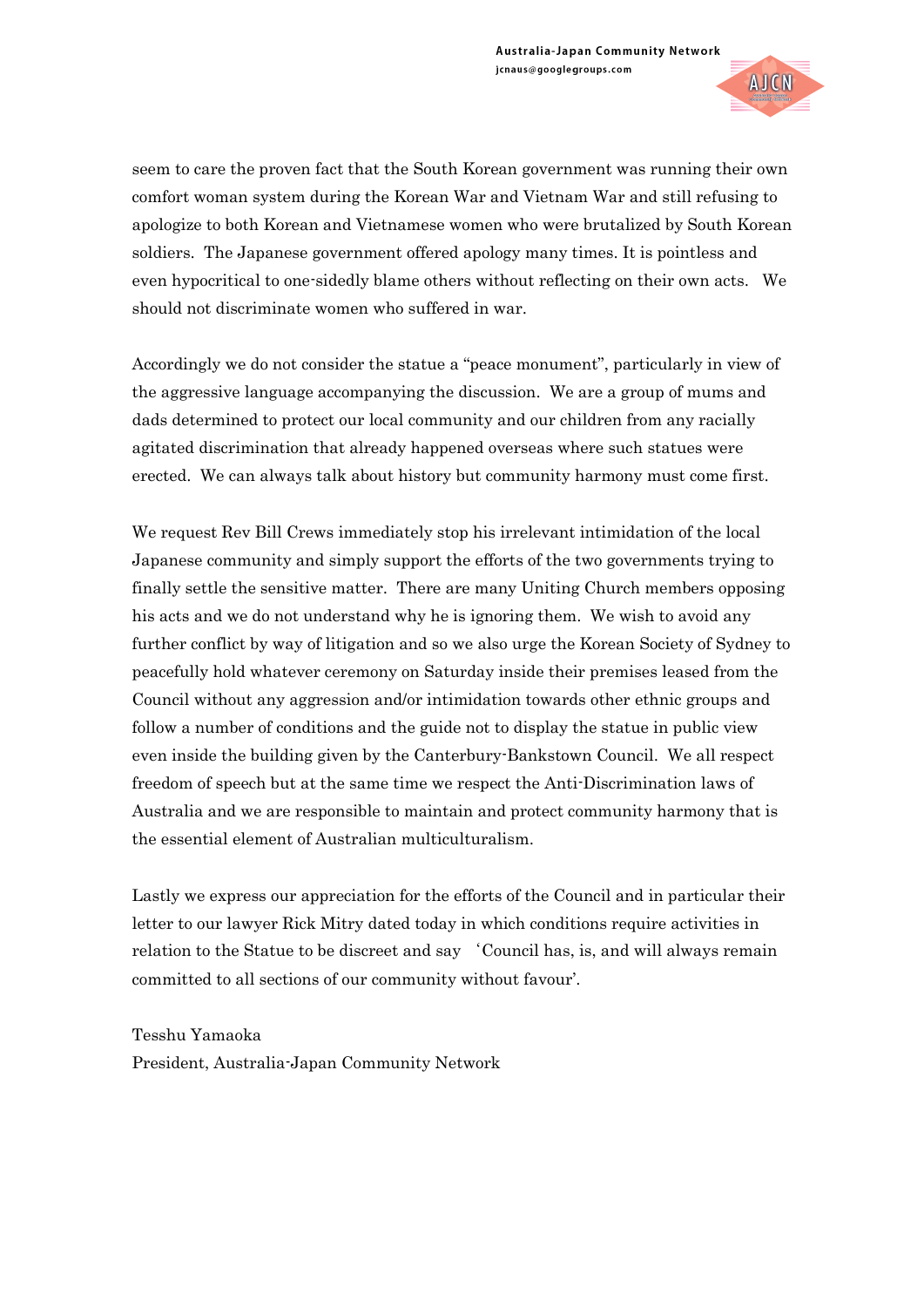seem to care the proven fact that the South Korean government was running their own comfort woman system during the Korean War and Vietnam War and still refusing to apologize to both Korean and Vietnamese women who were brutalized by South Korean soldiers. The Japanese government offered apology many times. It is pointless and even hypocritical to one-sidedly blame others without reflecting on their own acts. We should not discriminate women who suffered in war.

Accordingly we do not consider the statue a "peace monument", particularly in view of the aggressive language accompanying the discussion. We are a group of mums and dads determined to protect our local community and our children from any racially agitated discrimination that already happened overseas where such statues were erected. We can always talk about history but community harmony must come first.

We request Rev Bill Crews immediately stop his irrelevant intimidation of the local Japanese community and simply support the efforts of the two governments trying to finally settle the sensitive matter. There are many Uniting Church members opposing his acts and we do not understand why he is ignoring them. We wish to avoid any further conflict by way of litigation and so we also urge the Korean Society of Sydney to peacefully hold whatever ceremony on Saturday inside their premises leased from the Council without any aggression and/or intimidation towards other ethnic groups and follow a number of conditions and the guide not to display the statue in public view even inside the building given by the Canterbury-Bankstown Council. We all respect freedom of speech but at the same time we respect the Anti-Discrimination laws of Australia and we are responsible to maintain and protect community harmony that is the essential element of Australian multiculturalism.

Lastly we express our appreciation for the efforts of the Council and in particular their letter to our lawyer Rick Mitry dated today in which conditions require activities in relation to the Statue to be discreet and say 'Council has, is, and will always remain committed to all sections of our community without favour'.

Tesshu Yamaoka
President, Australia-Japan Community Network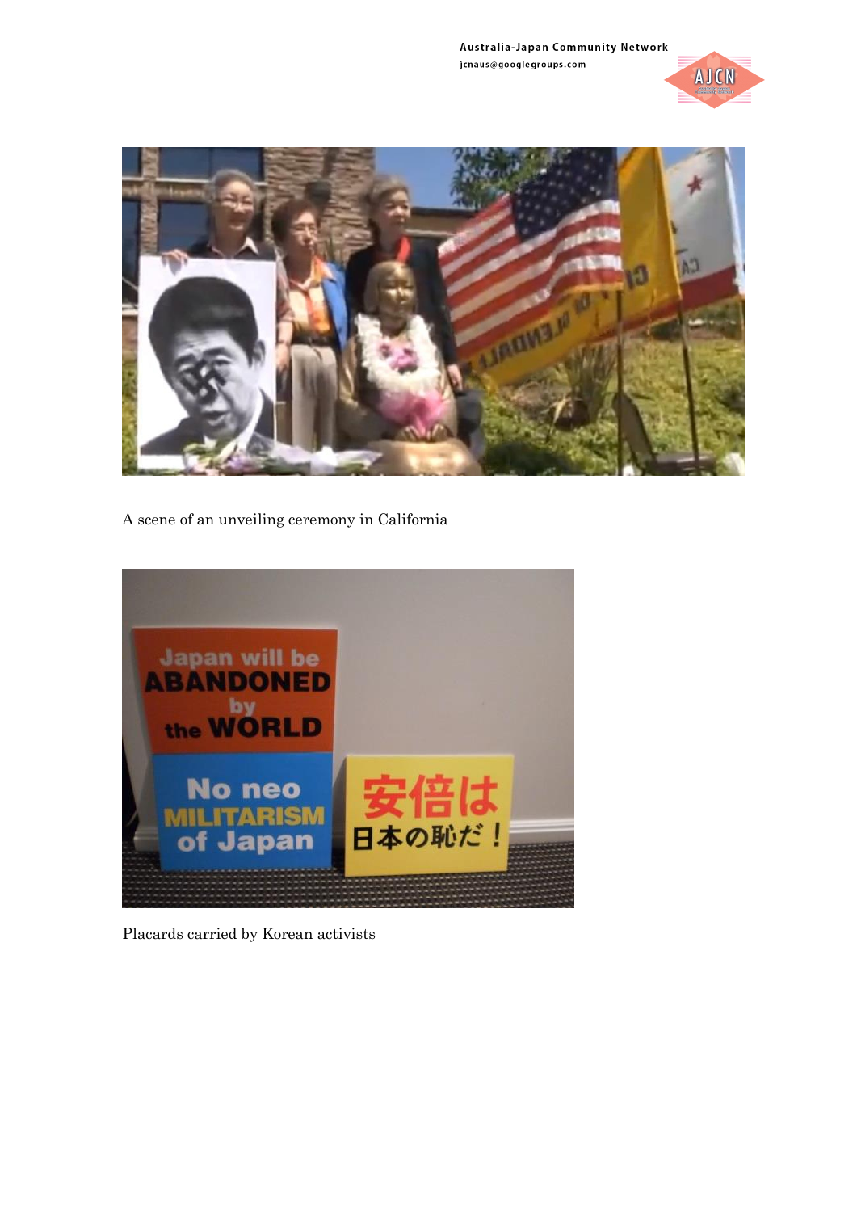A scene of an unveiling ceremony in California

Placards carried by Korean activists